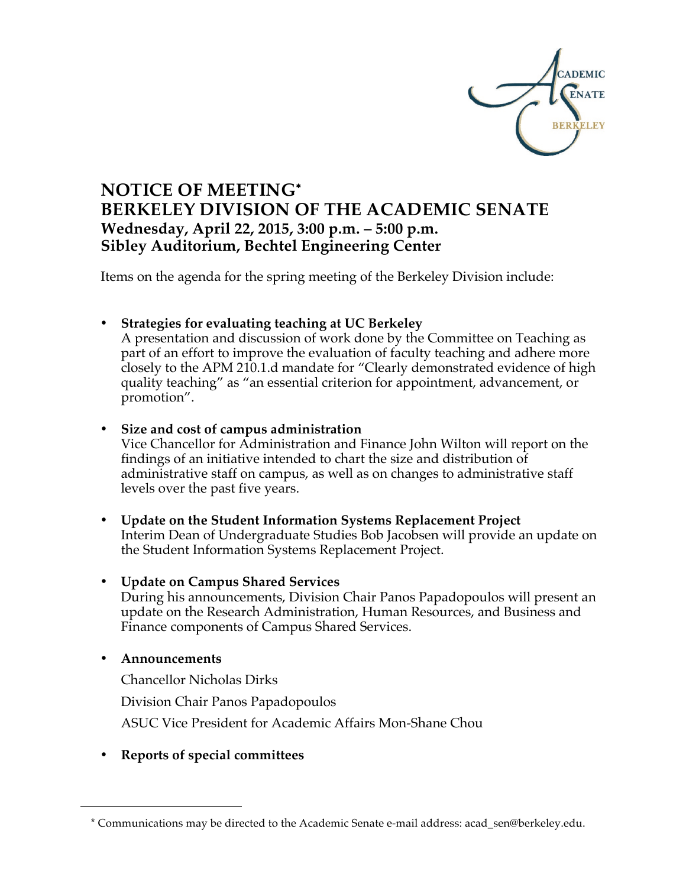ACADEMIC SENATE BERKELEY

# NOTICE OF MEETING*
# BERKELEY DIVISION OF THE ACADEMIC SENATE

### Wednesday, April 22, 2015, 3:00 p.m. – 5:00 p.m.
### Sibley Auditorium, Bechtel Engineering Center

Items on the agenda for the spring meeting of the Berkeley Division include:

- **Strategies for evaluating teaching at UC Berkeley**
  A presentation and discussion of work done by the Committee on Teaching as part of an effort to improve the evaluation of faculty teaching and adhere more closely to the APM 210.1.d mandate for "Clearly demonstrated evidence of high quality teaching" as "an essential criterion for appointment, advancement, or promotion".

- **Size and cost of campus administration**
  Vice Chancellor for Administration and Finance John Wilton will report on the findings of an initiative intended to chart the size and distribution of administrative staff on campus, as well as on changes to administrative staff levels over the past five years.

- **Update on the Student Information Systems Replacement Project**
  Interim Dean of Undergraduate Studies Bob Jacobsen will provide an update on the Student Information Systems Replacement Project.

- **Update on Campus Shared Services**
  During his announcements, Division Chair Panos Papadopoulos will present an update on the Research Administration, Human Resources, and Business and Finance components of Campus Shared Services.

- **Announcements**

  Chancellor Nicholas Dirks

  Division Chair Panos Papadopoulos

  ASUC Vice President for Academic Affairs Mon-Shane Chou

- **Reports of special committees**

---

* Communications may be directed to the Academic Senate e-mail address: acad_sen@berkeley.edu.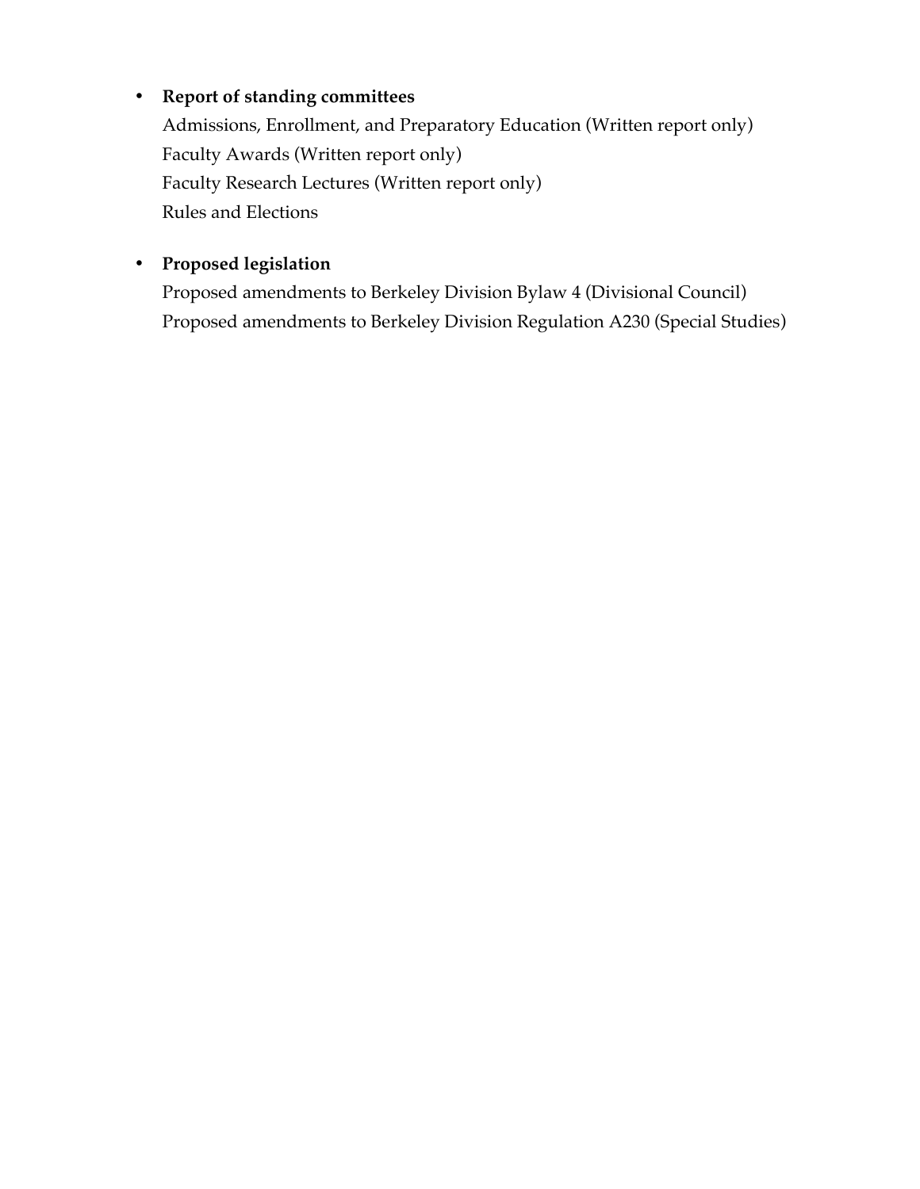- **Report of standing committees**

  Admissions, Enrollment, and Preparatory Education (Written report only)
  Faculty Awards (Written report only)
  Faculty Research Lectures (Written report only)
  Rules and Elections

- **Proposed legislation**

  Proposed amendments to Berkeley Division Bylaw 4 (Divisional Council)
  Proposed amendments to Berkeley Division Regulation A230 (Special Studies)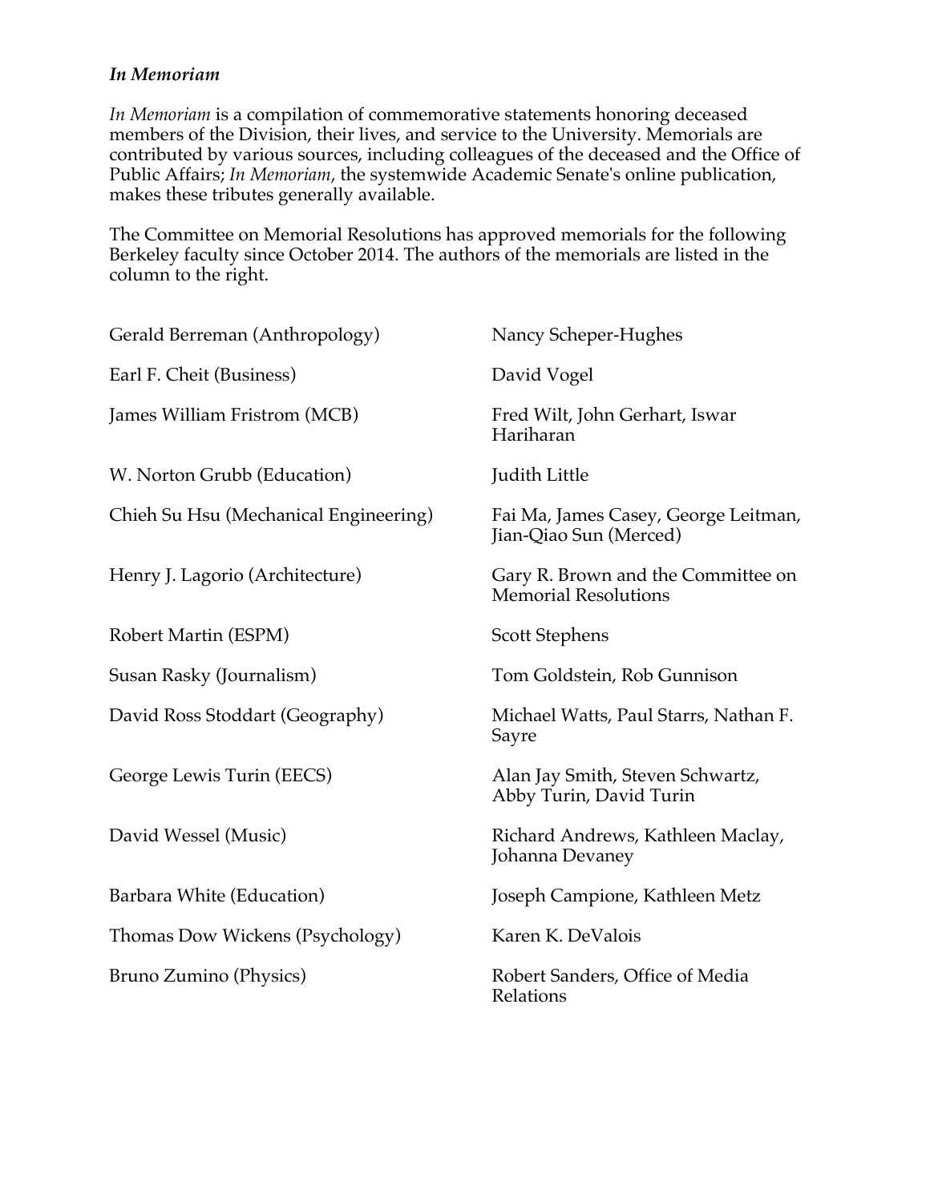***In Memoriam***

*In Memoriam* is a compilation of commemorative statements honoring deceased members of the Division, their lives, and service to the University. Memorials are contributed by various sources, including colleagues of the deceased and the Office of Public Affairs; *In Memoriam*, the systemwide Academic Senate's online publication, makes these tributes generally available.

The Committee on Memorial Resolutions has approved memorials for the following Berkeley faculty since October 2014. The authors of the memorials are listed in the column to the right.

| | |
|---|---|
| Gerald Berreman (Anthropology) | Nancy Scheper-Hughes |
| Earl F. Cheit (Business) | David Vogel |
| James William Fristrom (MCB) | Fred Wilt, John Gerhart, Iswar Hariharan |
| W. Norton Grubb (Education) | Judith Little |
| Chieh Su Hsu (Mechanical Engineering) | Fai Ma, James Casey, George Leitman, Jian-Qiao Sun (Merced) |
| Henry J. Lagorio (Architecture) | Gary R. Brown and the Committee on Memorial Resolutions |
| Robert Martin (ESPM) | Scott Stephens |
| Susan Rasky (Journalism) | Tom Goldstein, Rob Gunnison |
| David Ross Stoddart (Geography) | Michael Watts, Paul Starrs, Nathan F. Sayre |
| George Lewis Turin (EECS) | Alan Jay Smith, Steven Schwartz, Abby Turin, David Turin |
| David Wessel (Music) | Richard Andrews, Kathleen Maclay, Johanna Devaney |
| Barbara White (Education) | Joseph Campione, Kathleen Metz |
| Thomas Dow Wickens (Psychology) | Karen K. DeValois |
| Bruno Zumino (Physics) | Robert Sanders, Office of Media Relations |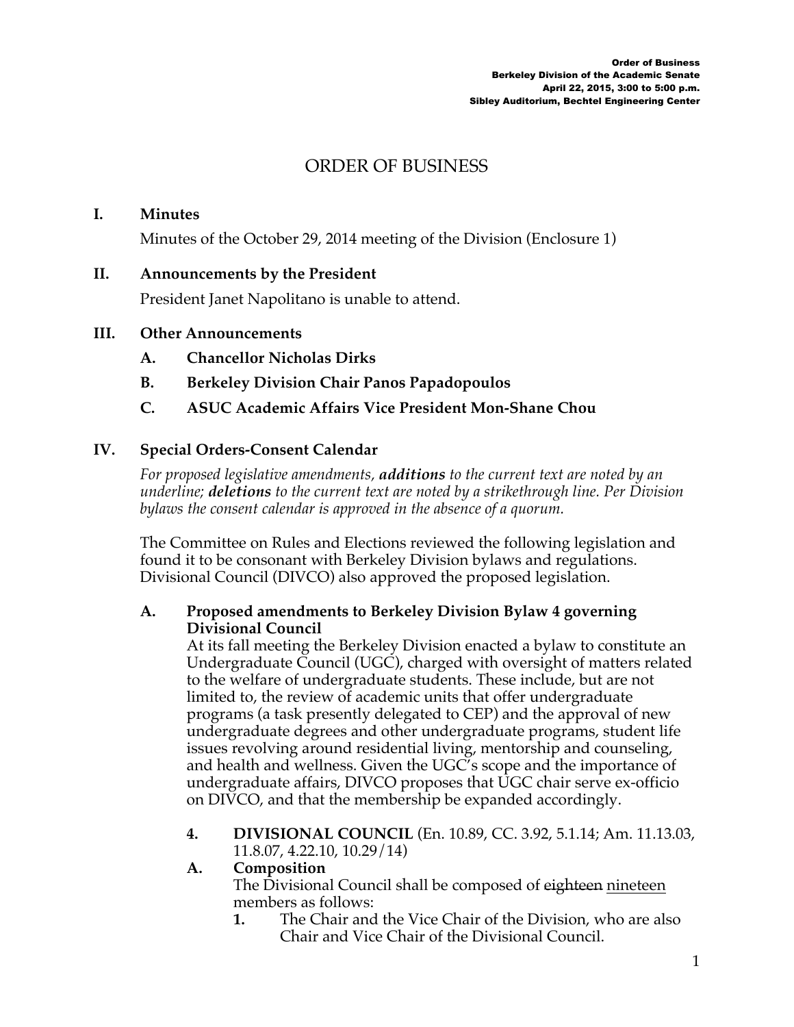# ORDER OF BUSINESS

## I. Minutes

Minutes of the October 29, 2014 meeting of the Division (Enclosure 1)

## II. Announcements by the President

President Janet Napolitano is unable to attend.

## III. Other Announcements

**A. Chancellor Nicholas Dirks**

**B. Berkeley Division Chair Panos Papadopoulos**

**C. ASUC Academic Affairs Vice President Mon-Shane Chou**

## IV. Special Orders-Consent Calendar

*For proposed legislative amendments, **additions** to the current text are noted by an underline; **deletions** to the current text are noted by a strikethrough line. Per Division bylaws the consent calendar is approved in the absence of a quorum.*

The Committee on Rules and Elections reviewed the following legislation and found it to be consonant with Berkeley Division bylaws and regulations. Divisional Council (DIVCO) also approved the proposed legislation.

### A. Proposed amendments to Berkeley Division Bylaw 4 governing Divisional Council

At its fall meeting the Berkeley Division enacted a bylaw to constitute an Undergraduate Council (UGC), charged with oversight of matters related to the welfare of undergraduate students. These include, but are not limited to, the review of academic units that offer undergraduate programs (a task presently delegated to CEP) and the approval of new undergraduate degrees and other undergraduate programs, student life issues revolving around residential living, mentorship and counseling, and health and wellness. Given the UGC's scope and the importance of undergraduate affairs, DIVCO proposes that UGC chair serve ex-officio on DIVCO, and that the membership be expanded accordingly.

**4. DIVISIONAL COUNCIL** (En. 10.89, CC. 3.92, 5.1.14; Am. 11.13.03, 11.8.07, 4.22.10, 10.29/14)

**A. Composition**

The Divisional Council shall be composed of ~~eighteen~~ <u>nineteen</u> members as follows:

1. The Chair and the Vice Chair of the Division, who are also Chair and Vice Chair of the Divisional Council.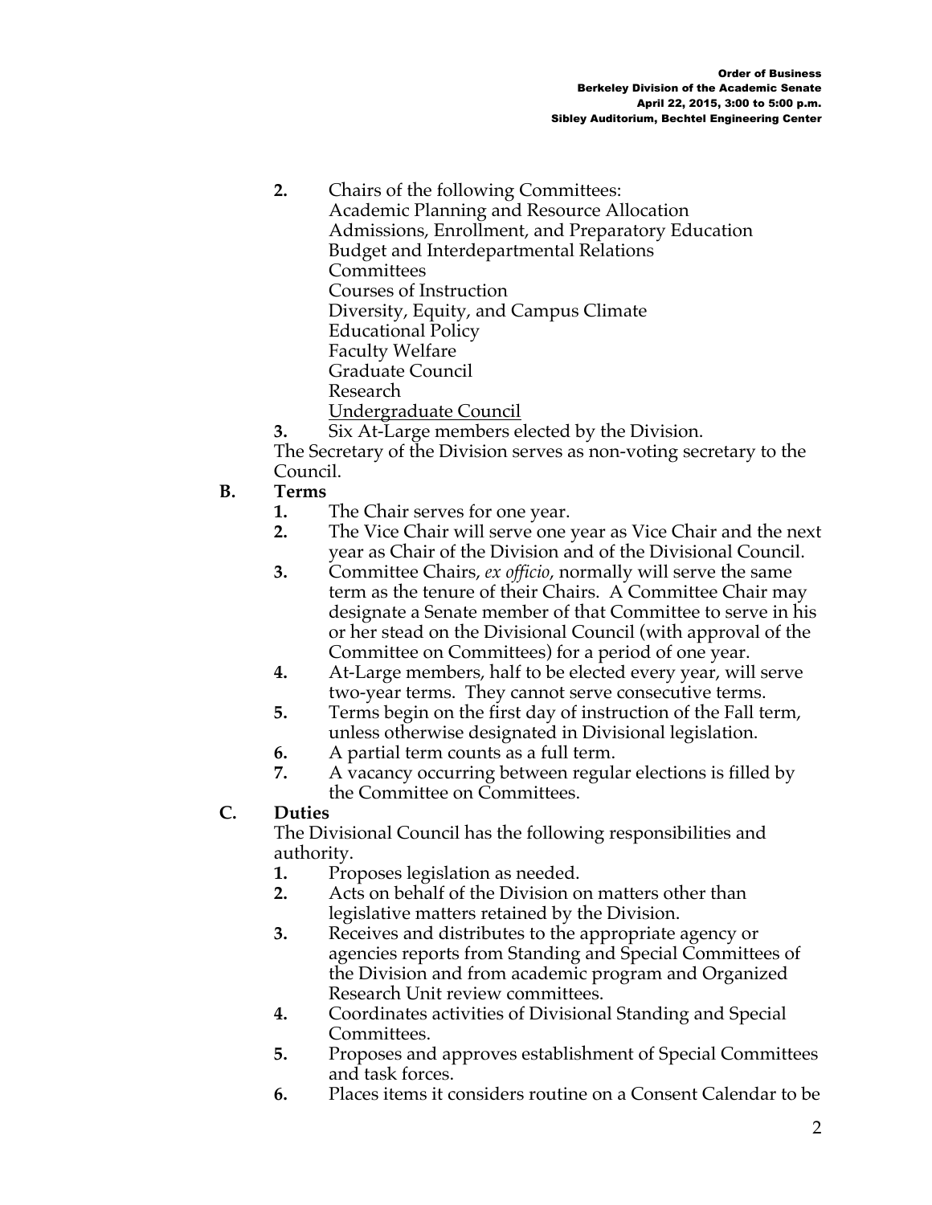2. Chairs of the following Committees:
   Academic Planning and Resource Allocation
   Admissions, Enrollment, and Preparatory Education
   Budget and Interdepartmental Relations
   Committees
   Courses of Instruction
   Diversity, Equity, and Campus Climate
   Educational Policy
   Faculty Welfare
   Graduate Council
   Research
   <u>Undergraduate Council</u>
3. Six At-Large members elected by the Division.

The Secretary of the Division serves as non-voting secretary to the Council.

**B. Terms**

1. The Chair serves for one year.
2. The Vice Chair will serve one year as Vice Chair and the next year as Chair of the Division and of the Divisional Council.
3. Committee Chairs, *ex officio*, normally will serve the same term as the tenure of their Chairs. A Committee Chair may designate a Senate member of that Committee to serve in his or her stead on the Divisional Council (with approval of the Committee on Committees) for a period of one year.
4. At-Large members, half to be elected every year, will serve two-year terms. They cannot serve consecutive terms.
5. Terms begin on the first day of instruction of the Fall term, unless otherwise designated in Divisional legislation.
6. A partial term counts as a full term.
7. A vacancy occurring between regular elections is filled by the Committee on Committees.

**C. Duties**

The Divisional Council has the following responsibilities and authority.

1. Proposes legislation as needed.
2. Acts on behalf of the Division on matters other than legislative matters retained by the Division.
3. Receives and distributes to the appropriate agency or agencies reports from Standing and Special Committees of the Division and from academic program and Organized Research Unit review committees.
4. Coordinates activities of Divisional Standing and Special Committees.
5. Proposes and approves establishment of Special Committees and task forces.
6. Places items it considers routine on a Consent Calendar to be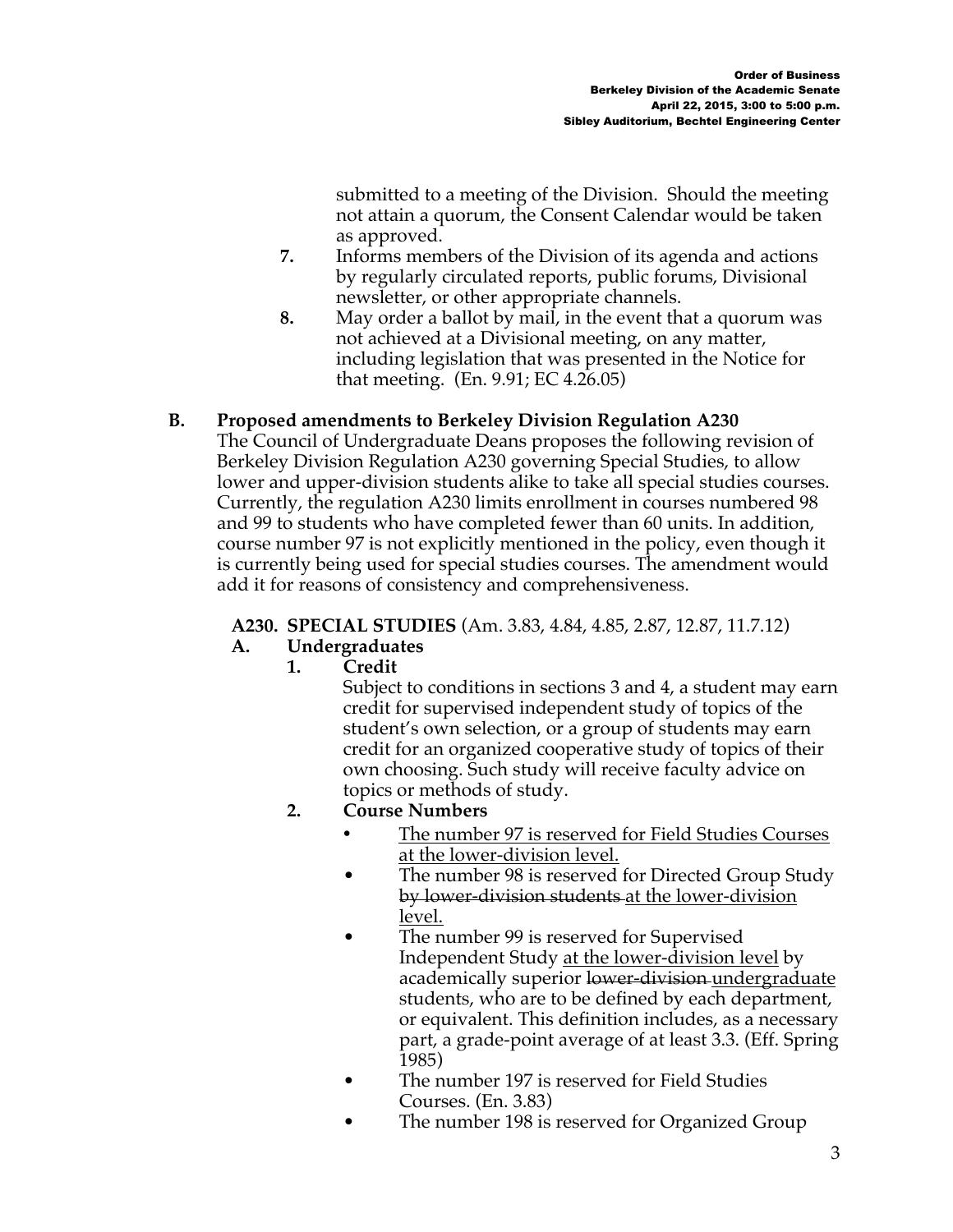submitted to a meeting of the Division. Should the meeting not attain a quorum, the Consent Calendar would be taken as approved.

7. Informs members of the Division of its agenda and actions by regularly circulated reports, public forums, Divisional newsletter, or other appropriate channels.
8. May order a ballot by mail, in the event that a quorum was not achieved at a Divisional meeting, on any matter, including legislation that was presented in the Notice for that meeting. (En. 9.91; EC 4.26.05)

**B. Proposed amendments to Berkeley Division Regulation A230**

The Council of Undergraduate Deans proposes the following revision of Berkeley Division Regulation A230 governing Special Studies, to allow lower and upper-division students alike to take all special studies courses. Currently, the regulation A230 limits enrollment in courses numbered 98 and 99 to students who have completed fewer than 60 units. In addition, course number 97 is not explicitly mentioned in the policy, even though it is currently being used for special studies courses. The amendment would add it for reasons of consistency and comprehensiveness.

**A230. SPECIAL STUDIES** (Am. 3.83, 4.84, 4.85, 2.87, 12.87, 11.7.12)

**A. Undergraduates**

**1. Credit**

Subject to conditions in sections 3 and 4, a student may earn credit for supervised independent study of topics of the student's own selection, or a group of students may earn credit for an organized cooperative study of topics of their own choosing. Such study will receive faculty advice on topics or methods of study.

**2. Course Numbers**

- <u>The number 97 is reserved for Field Studies Courses at the lower-division level.</u>
- The number 98 is reserved for Directed Group Study ~~by lower-division students~~ <u>at the lower-division level.</u>
- The number 99 is reserved for Supervised Independent Study <u>at the lower-division level</u> by academically superior ~~lower-division~~ <u>undergraduate</u> students, who are to be defined by each department, or equivalent. This definition includes, as a necessary part, a grade-point average of at least 3.3. (Eff. Spring 1985)
- The number 197 is reserved for Field Studies Courses. (En. 3.83)
- The number 198 is reserved for Organized Group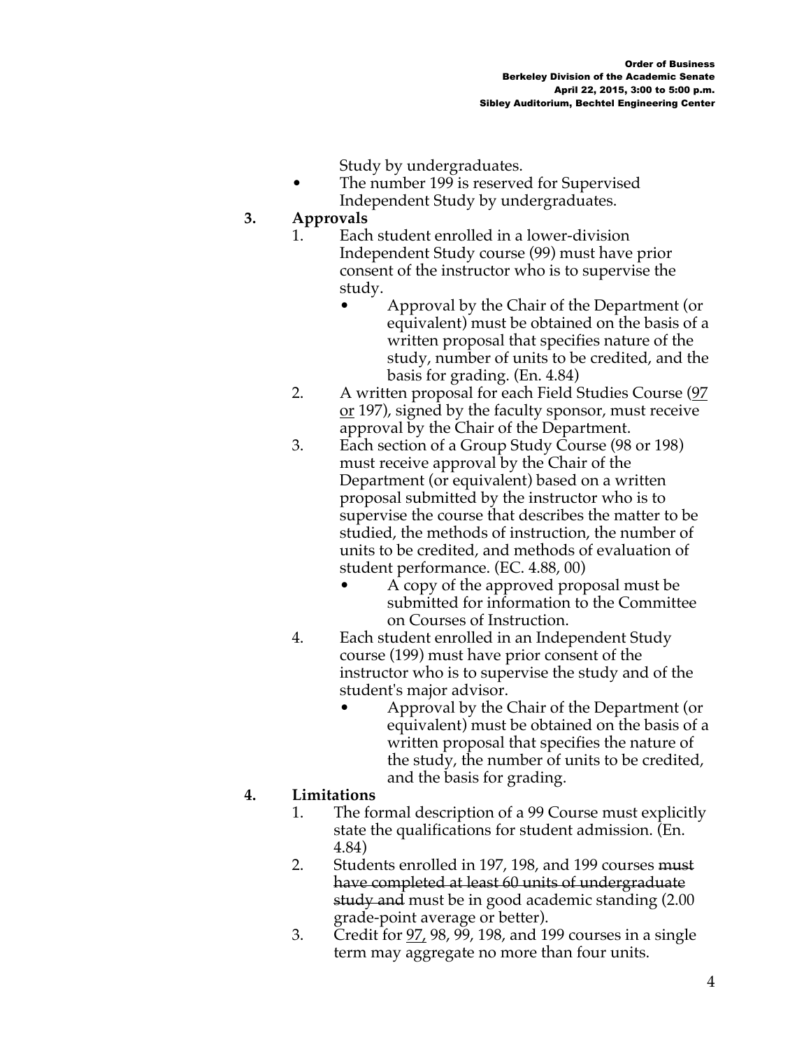Study by undergraduates.

- The number 199 is reserved for Supervised Independent Study by undergraduates.

**3. Approvals**

1. Each student enrolled in a lower-division Independent Study course (99) must have prior consent of the instructor who is to supervise the study.
   - Approval by the Chair of the Department (or equivalent) must be obtained on the basis of a written proposal that specifies nature of the study, number of units to be credited, and the basis for grading. (En. 4.84)
2. A written proposal for each Field Studies Course (<u>97 or</u> 197), signed by the faculty sponsor, must receive approval by the Chair of the Department.
3. Each section of a Group Study Course (98 or 198) must receive approval by the Chair of the Department (or equivalent) based on a written proposal submitted by the instructor who is to supervise the course that describes the matter to be studied, the methods of instruction, the number of units to be credited, and methods of evaluation of student performance. (EC. 4.88, 00)
   - A copy of the approved proposal must be submitted for information to the Committee on Courses of Instruction.
4. Each student enrolled in an Independent Study course (199) must have prior consent of the instructor who is to supervise the study and of the student's major advisor.
   - Approval by the Chair of the Department (or equivalent) must be obtained on the basis of a written proposal that specifies the nature of the study, the number of units to be credited, and the basis for grading.

**4. Limitations**

1. The formal description of a 99 Course must explicitly state the qualifications for student admission. (En. 4.84)
2. Students enrolled in 197, 198, and 199 courses ~~must have completed at least 60 units of undergraduate study and~~ must be in good academic standing (2.00 grade-point average or better).
3. Credit for <u>97,</u> 98, 99, 198, and 199 courses in a single term may aggregate no more than four units.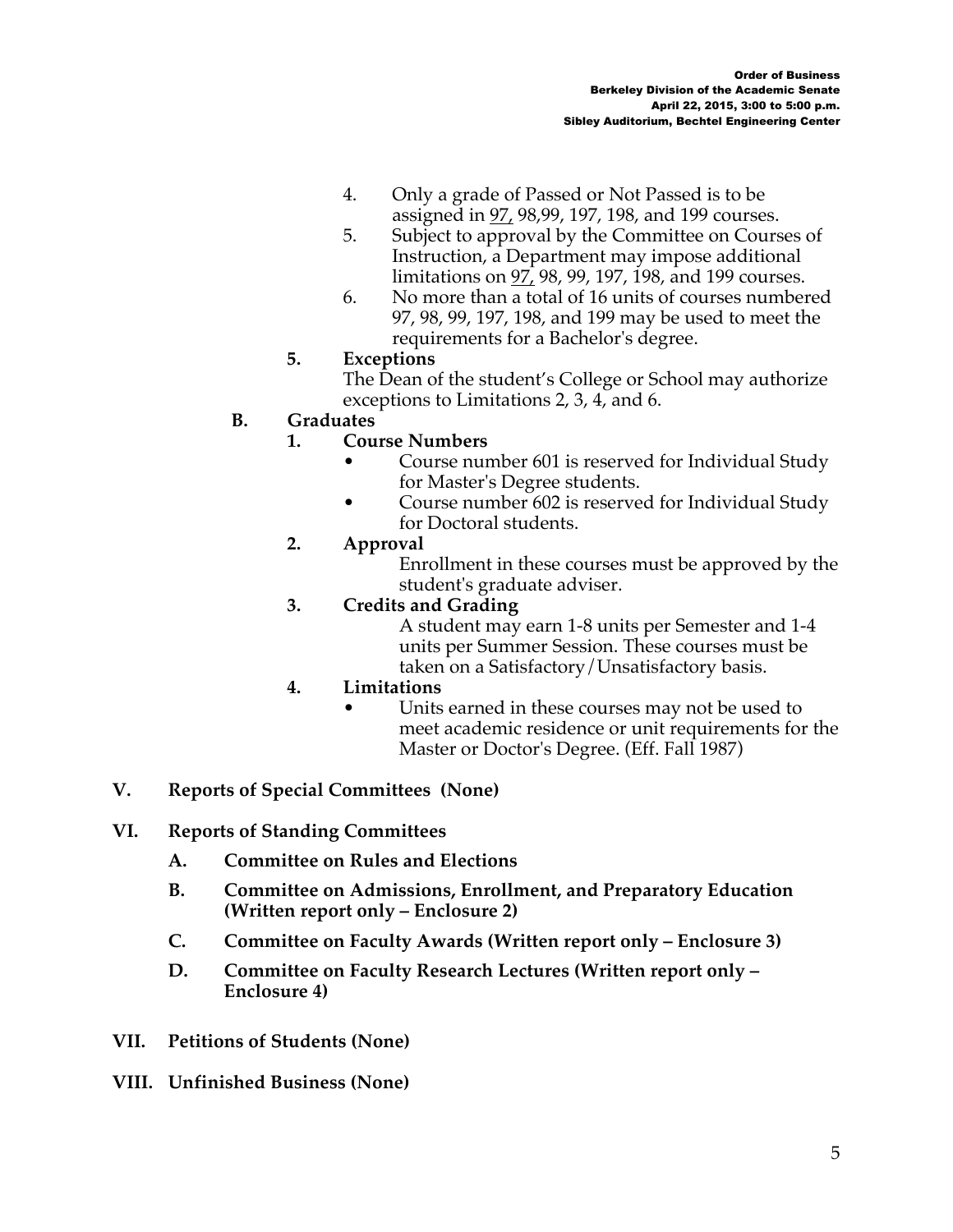4. Only a grade of Passed or Not Passed is to be assigned in <u>97,</u> 98,99, 197, 198, and 199 courses.
5. Subject to approval by the Committee on Courses of Instruction, a Department may impose additional limitations on <u>97,</u> 98, 99, 197, 198, and 199 courses.
6. No more than a total of 16 units of courses numbered 97, 98, 99, 197, 198, and 199 may be used to meet the requirements for a Bachelor's degree.

**5. Exceptions**

The Dean of the student's College or School may authorize exceptions to Limitations 2, 3, 4, and 6.

**B. Graduates**

**1. Course Numbers**

- Course number 601 is reserved for Individual Study for Master's Degree students.
- Course number 602 is reserved for Individual Study for Doctoral students.

**2. Approval**

Enrollment in these courses must be approved by the student's graduate adviser.

**3. Credits and Grading**

A student may earn 1-8 units per Semester and 1-4 units per Summer Session. These courses must be taken on a Satisfactory/Unsatisfactory basis.

**4. Limitations**

- Units earned in these courses may not be used to meet academic residence or unit requirements for the Master or Doctor's Degree. (Eff. Fall 1987)

## V. Reports of Special Committees (None)

## VI. Reports of Standing Committees

**A. Committee on Rules and Elections**

**B. Committee on Admissions, Enrollment, and Preparatory Education (Written report only – Enclosure 2)**

**C. Committee on Faculty Awards (Written report only – Enclosure 3)**

**D. Committee on Faculty Research Lectures (Written report only – Enclosure 4)**

## VII. Petitions of Students (None)

## VIII. Unfinished Business (None)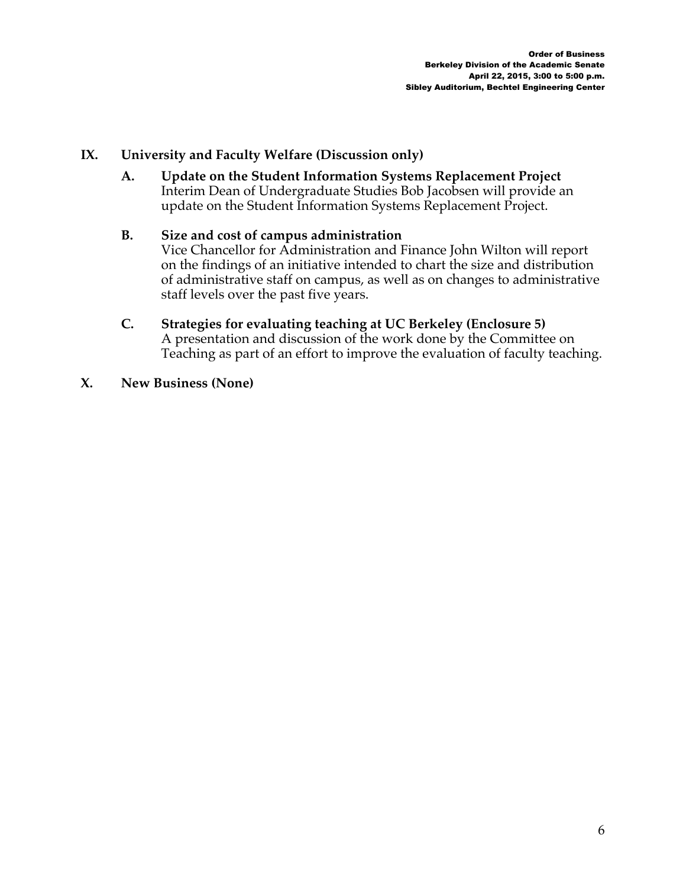## IX. University and Faculty Welfare (Discussion only)

### A. Update on the Student Information Systems Replacement Project

Interim Dean of Undergraduate Studies Bob Jacobsen will provide an update on the Student Information Systems Replacement Project.

### B. Size and cost of campus administration

Vice Chancellor for Administration and Finance John Wilton will report on the findings of an initiative intended to chart the size and distribution of administrative staff on campus, as well as on changes to administrative staff levels over the past five years.

### C. Strategies for evaluating teaching at UC Berkeley (Enclosure 5)

A presentation and discussion of the work done by the Committee on Teaching as part of an effort to improve the evaluation of faculty teaching.

## X. New Business (None)